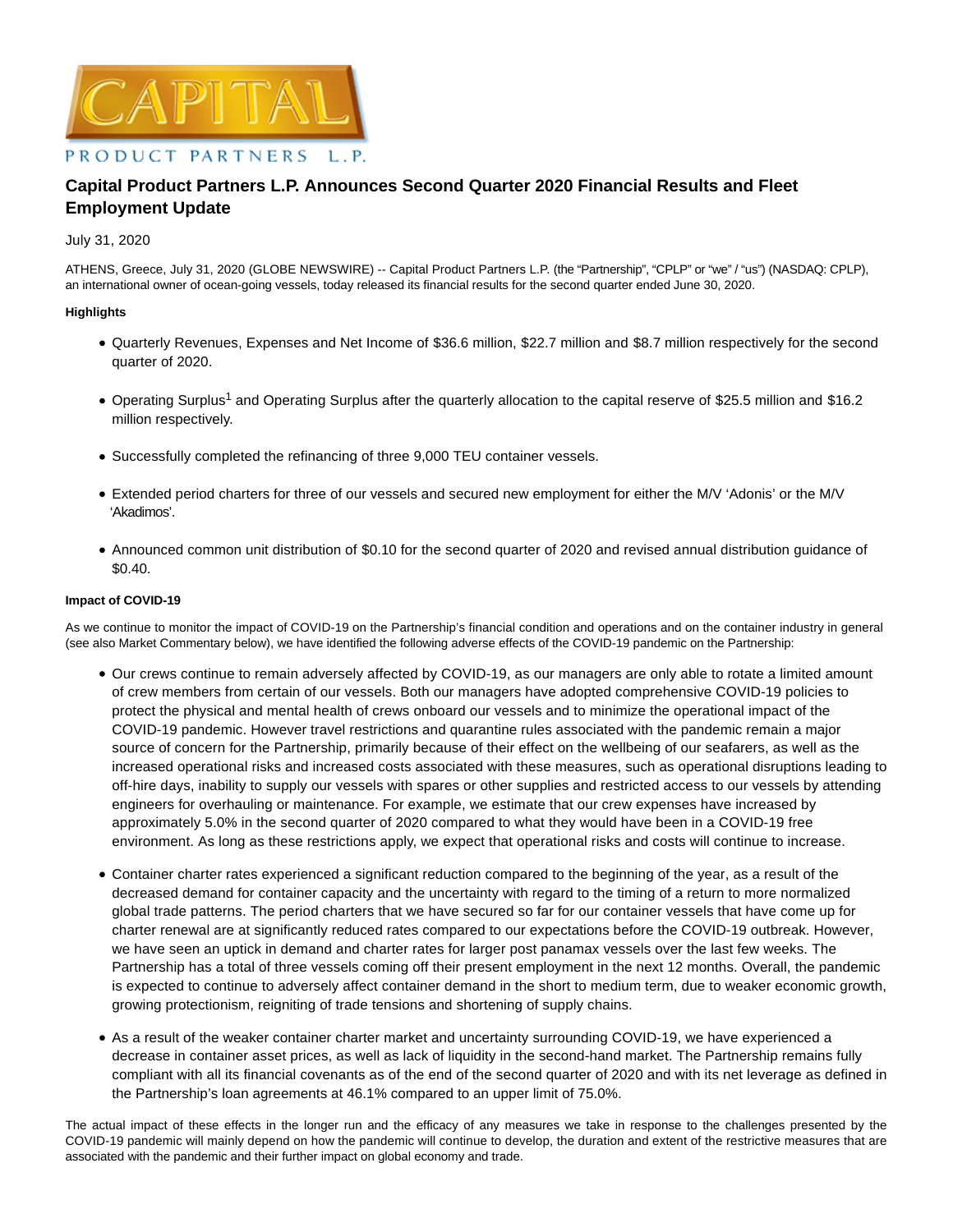CAPITAL

PRODUCT PARTNERS L.P.

# Capital Product Partners L.P. Announces Second Quarter 2020 Financial Results and Fleet Employment Update

July 31, 2020

ATHENS, Greece, July 31, 2020 (GLOBE NEWSWIRE) -- Capital Product Partners L.P. (the "Partnership", "CPLP" or "we" / "us") (NASDAQ: CPLP), an international owner of ocean-going vessels, today released its financial results for the second quarter ended June 30, 2020.

**Highlights**

- Quarterly Revenues, Expenses and Net Income of $36.6 million, $22.7 million and $8.7 million respectively for the second quarter of 2020.
- Operating Surplus[1] and Operating Surplus after the quarterly allocation to the capital reserve of $25.5 million and $16.2 million respectively.
- Successfully completed the refinancing of three 9,000 TEU container vessels.
- Extended period charters for three of our vessels and secured new employment for either the M/V 'Adonis' or the M/V 'Akadimos'.
- Announced common unit distribution of $0.10 for the second quarter of 2020 and revised annual distribution guidance of $0.40.

**Impact of COVID-19**

As we continue to monitor the impact of COVID-19 on the Partnership's financial condition and operations and on the container industry in general (see also Market Commentary below), we have identified the following adverse effects of the COVID-19 pandemic on the Partnership:

- Our crews continue to remain adversely affected by COVID-19, as our managers are only able to rotate a limited amount of crew members from certain of our vessels. Both our managers have adopted comprehensive COVID-19 policies to protect the physical and mental health of crews onboard our vessels and to minimize the operational impact of the COVID-19 pandemic. However travel restrictions and quarantine rules associated with the pandemic remain a major source of concern for the Partnership, primarily because of their effect on the wellbeing of our seafarers, as well as the increased operational risks and increased costs associated with these measures, such as operational disruptions leading to off-hire days, inability to supply our vessels with spares or other supplies and restricted access to our vessels by attending engineers for overhauling or maintenance. For example, we estimate that our crew expenses have increased by approximately 5.0% in the second quarter of 2020 compared to what they would have been in a COVID-19 free environment. As long as these restrictions apply, we expect that operational risks and costs will continue to increase.
- Container charter rates experienced a significant reduction compared to the beginning of the year, as a result of the decreased demand for container capacity and the uncertainty with regard to the timing of a return to more normalized global trade patterns. The period charters that we have secured so far for our container vessels that have come up for charter renewal are at significantly reduced rates compared to our expectations before the COVID-19 outbreak. However, we have seen an uptick in demand and charter rates for larger post panamax vessels over the last few weeks. The Partnership has a total of three vessels coming off their present employment in the next 12 months. Overall, the pandemic is expected to continue to adversely affect container demand in the short to medium term, due to weaker economic growth, growing protectionism, reigniting of trade tensions and shortening of supply chains.
- As a result of the weaker container charter market and uncertainty surrounding COVID-19, we have experienced a decrease in container asset prices, as well as lack of liquidity in the second-hand market. The Partnership remains fully compliant with all its financial covenants as of the end of the second quarter of 2020 and with its net leverage as defined in the Partnership's loan agreements at 46.1% compared to an upper limit of 75.0%.

The actual impact of these effects in the longer run and the efficacy of any measures we take in response to the challenges presented by the COVID-19 pandemic will mainly depend on how the pandemic will continue to develop, the duration and extent of the restrictive measures that are associated with the pandemic and their further impact on global economy and trade.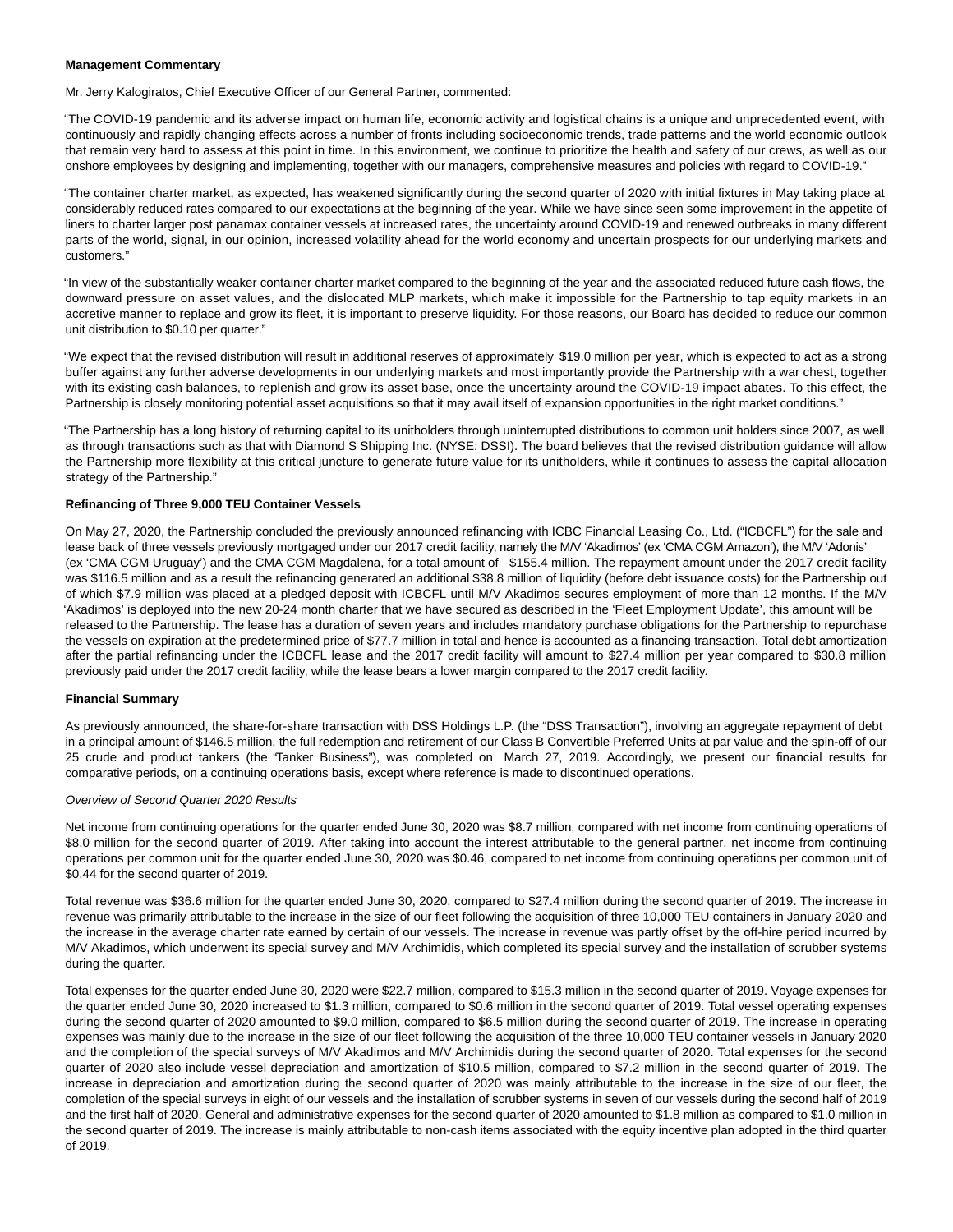**Management Commentary**

Mr. Jerry Kalogiratos, Chief Executive Officer of our General Partner, commented:

"The COVID-19 pandemic and its adverse impact on human life, economic activity and logistical chains is a unique and unprecedented event, with continuously and rapidly changing effects across a number of fronts including socioeconomic trends, trade patterns and the world economic outlook that remain very hard to assess at this point in time. In this environment, we continue to prioritize the health and safety of our crews, as well as our onshore employees by designing and implementing, together with our managers, comprehensive measures and policies with regard to COVID-19."

"The container charter market, as expected, has weakened significantly during the second quarter of 2020 with initial fixtures in May taking place at considerably reduced rates compared to our expectations at the beginning of the year. While we have since seen some improvement in the appetite of liners to charter larger post panamax container vessels at increased rates, the uncertainty around COVID-19 and renewed outbreaks in many different parts of the world, signal, in our opinion, increased volatility ahead for the world economy and uncertain prospects for our underlying markets and customers."

"In view of the substantially weaker container charter market compared to the beginning of the year and the associated reduced future cash flows, the downward pressure on asset values, and the dislocated MLP markets, which make it impossible for the Partnership to tap equity markets in an accretive manner to replace and grow its fleet, it is important to preserve liquidity. For those reasons, our Board has decided to reduce our common unit distribution to $0.10 per quarter."

"We expect that the revised distribution will result in additional reserves of approximately $19.0 million per year, which is expected to act as a strong buffer against any further adverse developments in our underlying markets and most importantly provide the Partnership with a war chest, together with its existing cash balances, to replenish and grow its asset base, once the uncertainty around the COVID-19 impact abates. To this effect, the Partnership is closely monitoring potential asset acquisitions so that it may avail itself of expansion opportunities in the right market conditions."

"The Partnership has a long history of returning capital to its unitholders through uninterrupted distributions to common unit holders since 2007, as well as through transactions such as that with Diamond S Shipping Inc. (NYSE: DSSI). The board believes that the revised distribution guidance will allow the Partnership more flexibility at this critical juncture to generate future value for its unitholders, while it continues to assess the capital allocation strategy of the Partnership."

**Refinancing of Three 9,000 TEU Container Vessels**

On May 27, 2020, the Partnership concluded the previously announced refinancing with ICBC Financial Leasing Co., Ltd. ("ICBCFL") for the sale and lease back of three vessels previously mortgaged under our 2017 credit facility, namely the M/V 'Akadimos' (ex 'CMA CGM Amazon'), the M/V 'Adonis' (ex 'CMA CGM Uruguay') and the CMA CGM Magdalena, for a total amount of $155.4 million. The repayment amount under the 2017 credit facility was $116.5 million and as a result the refinancing generated an additional $38.8 million of liquidity (before debt issuance costs) for the Partnership out of which $7.9 million was placed at a pledged deposit with ICBCFL until M/V Akadimos secures employment of more than 12 months. If the M/V 'Akadimos' is deployed into the new 20-24 month charter that we have secured as described in the 'Fleet Employment Update', this amount will be released to the Partnership. The lease has a duration of seven years and includes mandatory purchase obligations for the Partnership to repurchase the vessels on expiration at the predetermined price of $77.7 million in total and hence is accounted as a financing transaction. Total debt amortization after the partial refinancing under the ICBCFL lease and the 2017 credit facility will amount to $27.4 million per year compared to $30.8 million previously paid under the 2017 credit facility, while the lease bears a lower margin compared to the 2017 credit facility.

**Financial Summary**

As previously announced, the share-for-share transaction with DSS Holdings L.P. (the "DSS Transaction"), involving an aggregate repayment of debt in a principal amount of $146.5 million, the full redemption and retirement of our Class B Convertible Preferred Units at par value and the spin-off of our 25 crude and product tankers (the "Tanker Business"), was completed on March 27, 2019. Accordingly, we present our financial results for comparative periods, on a continuing operations basis, except where reference is made to discontinued operations.

*Overview of Second Quarter 2020 Results*

Net income from continuing operations for the quarter ended June 30, 2020 was $8.7 million, compared with net income from continuing operations of $8.0 million for the second quarter of 2019. After taking into account the interest attributable to the general partner, net income from continuing operations per common unit for the quarter ended June 30, 2020 was $0.46, compared to net income from continuing operations per common unit of $0.44 for the second quarter of 2019.

Total revenue was $36.6 million for the quarter ended June 30, 2020, compared to $27.4 million during the second quarter of 2019. The increase in revenue was primarily attributable to the increase in the size of our fleet following the acquisition of three 10,000 TEU containers in January 2020 and the increase in the average charter rate earned by certain of our vessels. The increase in revenue was partly offset by the off-hire period incurred by M/V Akadimos, which underwent its special survey and M/V Archimidis, which completed its special survey and the installation of scrubber systems during the quarter.

Total expenses for the quarter ended June 30, 2020 were $22.7 million, compared to $15.3 million in the second quarter of 2019. Voyage expenses for the quarter ended June 30, 2020 increased to $1.3 million, compared to $0.6 million in the second quarter of 2019. Total vessel operating expenses during the second quarter of 2020 amounted to $9.0 million, compared to $6.5 million during the second quarter of 2019. The increase in operating expenses was mainly due to the increase in the size of our fleet following the acquisition of the three 10,000 TEU container vessels in January 2020 and the completion of the special surveys of M/V Akadimos and M/V Archimidis during the second quarter of 2020. Total expenses for the second quarter of 2020 also include vessel depreciation and amortization of $10.5 million, compared to $7.2 million in the second quarter of 2019. The increase in depreciation and amortization during the second quarter of 2020 was mainly attributable to the increase in the size of our fleet, the completion of the special surveys in eight of our vessels and the installation of scrubber systems in seven of our vessels during the second half of 2019 and the first half of 2020. General and administrative expenses for the second quarter of 2020 amounted to $1.8 million as compared to $1.0 million in the second quarter of 2019. The increase is mainly attributable to non-cash items associated with the equity incentive plan adopted in the third quarter of 2019.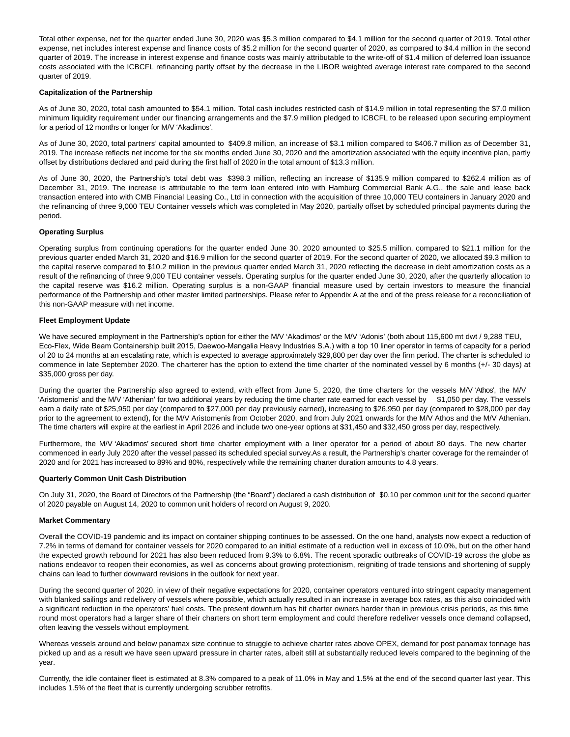Total other expense, net for the quarter ended June 30, 2020 was $5.3 million compared to $4.1 million for the second quarter of 2019. Total other expense, net includes interest expense and finance costs of $5.2 million for the second quarter of 2020, as compared to $4.4 million in the second quarter of 2019. The increase in interest expense and finance costs was mainly attributable to the write-off of $1.4 million of deferred loan issuance costs associated with the ICBCFL refinancing partly offset by the decrease in the LIBOR weighted average interest rate compared to the second quarter of 2019.

**Capitalization of the Partnership**

As of June 30, 2020, total cash amounted to $54.1 million. Total cash includes restricted cash of $14.9 million in total representing the $7.0 million minimum liquidity requirement under our financing arrangements and the $7.9 million pledged to ICBCFL to be released upon securing employment for a period of 12 months or longer for M/V 'Akadimos'.

As of June 30, 2020, total partners' capital amounted to $409.8 million, an increase of $3.1 million compared to $406.7 million as of December 31, 2019. The increase reflects net income for the six months ended June 30, 2020 and the amortization associated with the equity incentive plan, partly offset by distributions declared and paid during the first half of 2020 in the total amount of $13.3 million.

As of June 30, 2020, the Partnership's total debt was $398.3 million, reflecting an increase of $135.9 million compared to $262.4 million as of December 31, 2019. The increase is attributable to the term loan entered into with Hamburg Commercial Bank A.G., the sale and lease back transaction entered into with CMB Financial Leasing Co., Ltd in connection with the acquisition of three 10,000 TEU containers in January 2020 and the refinancing of three 9,000 TEU Container vessels which was completed in May 2020, partially offset by scheduled principal payments during the period.

**Operating Surplus**

Operating surplus from continuing operations for the quarter ended June 30, 2020 amounted to $25.5 million, compared to $21.1 million for the previous quarter ended March 31, 2020 and $16.9 million for the second quarter of 2019. For the second quarter of 2020, we allocated $9.3 million to the capital reserve compared to $10.2 million in the previous quarter ended March 31, 2020 reflecting the decrease in debt amortization costs as a result of the refinancing of three 9,000 TEU container vessels. Operating surplus for the quarter ended June 30, 2020, after the quarterly allocation to the capital reserve was $16.2 million. Operating surplus is a non-GAAP financial measure used by certain investors to measure the financial performance of the Partnership and other master limited partnerships. Please refer to Appendix A at the end of the press release for a reconciliation of this non-GAAP measure with net income.

**Fleet Employment Update**

We have secured employment in the Partnership's option for either the M/V 'Akadimos' or the M/V 'Adonis' (both about 115,600 mt dwt / 9,288 TEU, Eco-Flex, Wide Beam Containership built 2015, Daewoo-Mangalia Heavy Industries S.A.) with a top 10 liner operator in terms of capacity for a period of 20 to 24 months at an escalating rate, which is expected to average approximately $29,800 per day over the firm period. The charter is scheduled to commence in late September 2020. The charterer has the option to extend the time charter of the nominated vessel by 6 months (+/- 30 days) at $35,000 gross per day.

During the quarter the Partnership also agreed to extend, with effect from June 5, 2020, the time charters for the vessels M/V 'Athos', the M/V 'Aristomenis' and the M/V 'Athenian' for two additional years by reducing the time charter rate earned for each vessel by $1,050 per day. The vessels earn a daily rate of $25,950 per day (compared to $27,000 per day previously earned), increasing to $26,950 per day (compared to $28,000 per day prior to the agreement to extend), for the M/V Aristomenis from October 2020, and from July 2021 onwards for the M/V Athos and the M/V Athenian. The time charters will expire at the earliest in April 2026 and include two one-year options at $31,450 and $32,450 gross per day, respectively.

Furthermore, the M/V 'Akadimos' secured short time charter employment with a liner operator for a period of about 80 days. The new charter commenced in early July 2020 after the vessel passed its scheduled special survey.As a result, the Partnership's charter coverage for the remainder of 2020 and for 2021 has increased to 89% and 80%, respectively while the remaining charter duration amounts to 4.8 years.

**Quarterly Common Unit Cash Distribution**

On July 31, 2020, the Board of Directors of the Partnership (the "Board") declared a cash distribution of $0.10 per common unit for the second quarter of 2020 payable on August 14, 2020 to common unit holders of record on August 9, 2020.

**Market Commentary**

Overall the COVID-19 pandemic and its impact on container shipping continues to be assessed. On the one hand, analysts now expect a reduction of 7.2% in terms of demand for container vessels for 2020 compared to an initial estimate of a reduction well in excess of 10.0%, but on the other hand the expected growth rebound for 2021 has also been reduced from 9.3% to 6.8%. The recent sporadic outbreaks of COVID-19 across the globe as nations endeavor to reopen their economies, as well as concerns about growing protectionism, reigniting of trade tensions and shortening of supply chains can lead to further downward revisions in the outlook for next year.

During the second quarter of 2020, in view of their negative expectations for 2020, container operators ventured into stringent capacity management with blanked sailings and redelivery of vessels where possible, which actually resulted in an increase in average box rates, as this also coincided with a significant reduction in the operators' fuel costs. The present downturn has hit charter owners harder than in previous crisis periods, as this time round most operators had a larger share of their charters on short term employment and could therefore redeliver vessels once demand collapsed, often leaving the vessels without employment.

Whereas vessels around and below panamax size continue to struggle to achieve charter rates above OPEX, demand for post panamax tonnage has picked up and as a result we have seen upward pressure in charter rates, albeit still at substantially reduced levels compared to the beginning of the year.

Currently, the idle container fleet is estimated at 8.3% compared to a peak of 11.0% in May and 1.5% at the end of the second quarter last year. This includes 1.5% of the fleet that is currently undergoing scrubber retrofits.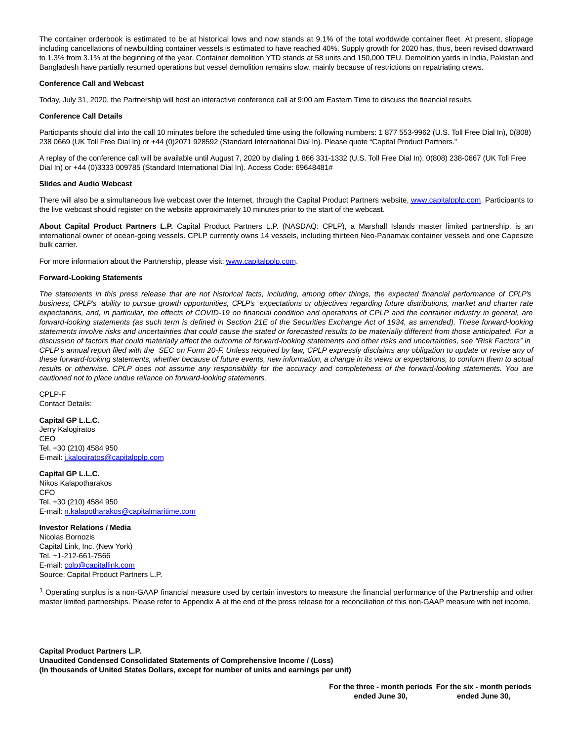The container orderbook is estimated to be at historical lows and now stands at 9.1% of the total worldwide container fleet. At present, slippage including cancellations of newbuilding container vessels is estimated to have reached 40%. Supply growth for 2020 has, thus, been revised downward to 1.3% from 3.1% at the beginning of the year. Container demolition YTD stands at 58 units and 150,000 TEU. Demolition yards in India, Pakistan and Bangladesh have partially resumed operations but vessel demolition remains slow, mainly because of restrictions on repatriating crews.

**Conference Call and Webcast**

Today, July 31, 2020, the Partnership will host an interactive conference call at 9:00 am Eastern Time to discuss the financial results.

**Conference Call Details**

Participants should dial into the call 10 minutes before the scheduled time using the following numbers: 1 877 553-9962 (U.S. Toll Free Dial In), 0(808) 238 0669 (UK Toll Free Dial In) or +44 (0)2071 928592 (Standard International Dial In). Please quote "Capital Product Partners."

A replay of the conference call will be available until August 7, 2020 by dialing 1 866 331-1332 (U.S. Toll Free Dial In), 0(808) 238-0667 (UK Toll Free Dial In) or +44 (0)3333 009785 (Standard International Dial In). Access Code: 69648481#

**Slides and Audio Webcast**

There will also be a simultaneous live webcast over the Internet, through the Capital Product Partners website, [www.capitalpplp.com](www.capitalpplp.com). Participants to the live webcast should register on the website approximately 10 minutes prior to the start of the webcast.

**About Capital Product Partners L.P.** Capital Product Partners L.P. (NASDAQ: CPLP), a Marshall Islands master limited partnership, is an international owner of ocean-going vessels. CPLP currently owns 14 vessels, including thirteen Neo-Panamax container vessels and one Capesize bulk carrier.

For more information about the Partnership, please visit: [www.capitalpplp.com](www.capitalpplp.com).

**Forward-Looking Statements**

*The statements in this press release that are not historical facts, including, among other things, the expected financial performance of CPLP's business, CPLP's ability to pursue growth opportunities, CPLP's expectations or objectives regarding future distributions, market and charter rate expectations, and, in particular, the effects of COVID-19 on financial condition and operations of CPLP and the container industry in general, are forward-looking statements (as such term is defined in Section 21E of the Securities Exchange Act of 1934, as amended). These forward-looking statements involve risks and uncertainties that could cause the stated or forecasted results to be materially different from those anticipated. For a discussion of factors that could materially affect the outcome of forward-looking statements and other risks and uncertainties, see "Risk Factors" in CPLP's annual report filed with the SEC on Form 20-F. Unless required by law, CPLP expressly disclaims any obligation to update or revise any of these forward-looking statements, whether because of future events, new information, a change in its views or expectations, to conform them to actual results or otherwise. CPLP does not assume any responsibility for the accuracy and completeness of the forward-looking statements. You are cautioned not to place undue reliance on forward-looking statements.*

CPLP-F
Contact Details:

**Capital GP L.L.C.**
Jerry Kalogiratos
CEO
Tel. +30 (210) 4584 950
E-mail: [j.kalogiratos@capitalpplp.com](mailto:j.kalogiratos@capitalpplp.com)

**Capital GP L.L.C.**
Nikos Kalapotharakos
CFO
Tel. +30 (210) 4584 950
E-mail: [n.kalapotharakos@capitalmaritime.com](mailto:n.kalapotharakos@capitalmaritime.com)

**Investor Relations / Media**
Nicolas Bornozis
Capital Link, Inc. (New York)
Tel. +1-212-661-7566
E-mail: [cplp@capitallink.com](mailto:cplp@capitallink.com)
Source: Capital Product Partners L.P.

[1] Operating surplus is a non-GAAP financial measure used by certain investors to measure the financial performance of the Partnership and other master limited partnerships. Please refer to Appendix A at the end of the press release for a reconciliation of this non-GAAP measure with net income.

**Capital Product Partners L.P.**
**Unaudited Condensed Consolidated Statements of Comprehensive Income / (Loss)**
**(In thousands of United States Dollars, except for number of units and earnings per unit)**

| | For the three - month periods ended June 30, | For the six - month periods ended June 30, |
|---|---|---|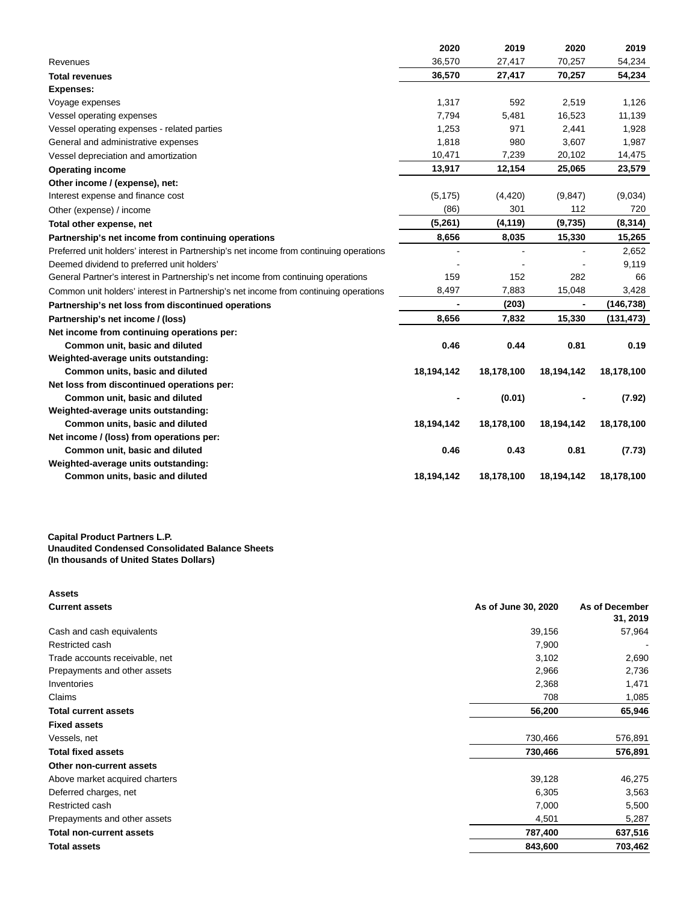|  | 2020 | 2019 | 2020 | 2019 |
|---|---|---|---|---|
| Revenues | 36,570 | 27,417 | 70,257 | 54,234 |
| **Total revenues** | **36,570** | **27,417** | **70,257** | **54,234** |
| **Expenses:** |  |  |  |  |
| Voyage expenses | 1,317 | 592 | 2,519 | 1,126 |
| Vessel operating expenses | 7,794 | 5,481 | 16,523 | 11,139 |
| Vessel operating expenses - related parties | 1,253 | 971 | 2,441 | 1,928 |
| General and administrative expenses | 1,818 | 980 | 3,607 | 1,987 |
| Vessel depreciation and amortization | 10,471 | 7,239 | 20,102 | 14,475 |
| **Operating income** | **13,917** | **12,154** | **25,065** | **23,579** |
| **Other income / (expense), net:** |  |  |  |  |
| Interest expense and finance cost | (5,175) | (4,420) | (9,847) | (9,034) |
| Other (expense) / income | (86) | 301 | 112 | 720 |
| **Total other expense, net** | **(5,261)** | **(4,119)** | **(9,735)** | **(8,314)** |
| **Partnership's net income from continuing operations** | **8,656** | **8,035** | **15,330** | **15,265** |
| Preferred unit holders' interest in Partnership's net income from continuing operations | - | - | - | 2,652 |
| Deemed dividend to preferred unit holders' | - | - | - | 9,119 |
| General Partner's interest in Partnership's net income from continuing operations | 159 | 152 | 282 | 66 |
| Common unit holders' interest in Partnership's net income from continuing operations | 8,497 | 7,883 | 15,048 | 3,428 |
| **Partnership's net loss from discontinued operations** | **-** | **(203)** | **-** | **(146,738)** |
| **Partnership's net income / (loss)** | **8,656** | **7,832** | **15,330** | **(131,473)** |
| **Net income from continuing operations per:** |  |  |  |  |
| **Common unit, basic and diluted** | **0.46** | **0.44** | **0.81** | **0.19** |
| **Weighted-average units outstanding:** |  |  |  |  |
| **Common units, basic and diluted** | **18,194,142** | **18,178,100** | **18,194,142** | **18,178,100** |
| **Net loss from discontinued operations per:** |  |  |  |  |
| **Common unit, basic and diluted** | **-** | **(0.01)** | **-** | **(7.92)** |
| **Weighted-average units outstanding:** |  |  |  |  |
| **Common units, basic and diluted** | **18,194,142** | **18,178,100** | **18,194,142** | **18,178,100** |
| **Net income / (loss) from operations per:** |  |  |  |  |
| **Common unit, basic and diluted** | **0.46** | **0.43** | **0.81** | **(7.73)** |
| **Weighted-average units outstanding:** |  |  |  |  |
| **Common units, basic and diluted** | **18,194,142** | **18,178,100** | **18,194,142** | **18,178,100** |

**Capital Product Partners L.P.**
**Unaudited Condensed Consolidated Balance Sheets**
**(In thousands of United States Dollars)**

| **Assets** |  |  |
|---|---|---|
| **Current assets** | **As of June 30, 2020** | **As of December 31, 2019** |
| Cash and cash equivalents | 39,156 | 57,964 |
| Restricted cash | 7,900 | - |
| Trade accounts receivable, net | 3,102 | 2,690 |
| Prepayments and other assets | 2,966 | 2,736 |
| Inventories | 2,368 | 1,471 |
| Claims | 708 | 1,085 |
| **Total current assets** | **56,200** | **65,946** |
| **Fixed assets** |  |  |
| Vessels, net | 730,466 | 576,891 |
| **Total fixed assets** | **730,466** | **576,891** |
| **Other non-current assets** |  |  |
| Above market acquired charters | 39,128 | 46,275 |
| Deferred charges, net | 6,305 | 3,563 |
| Restricted cash | 7,000 | 5,500 |
| Prepayments and other assets | 4,501 | 5,287 |
| **Total non-current assets** | **787,400** | **637,516** |
| **Total assets** | **843,600** | **703,462** |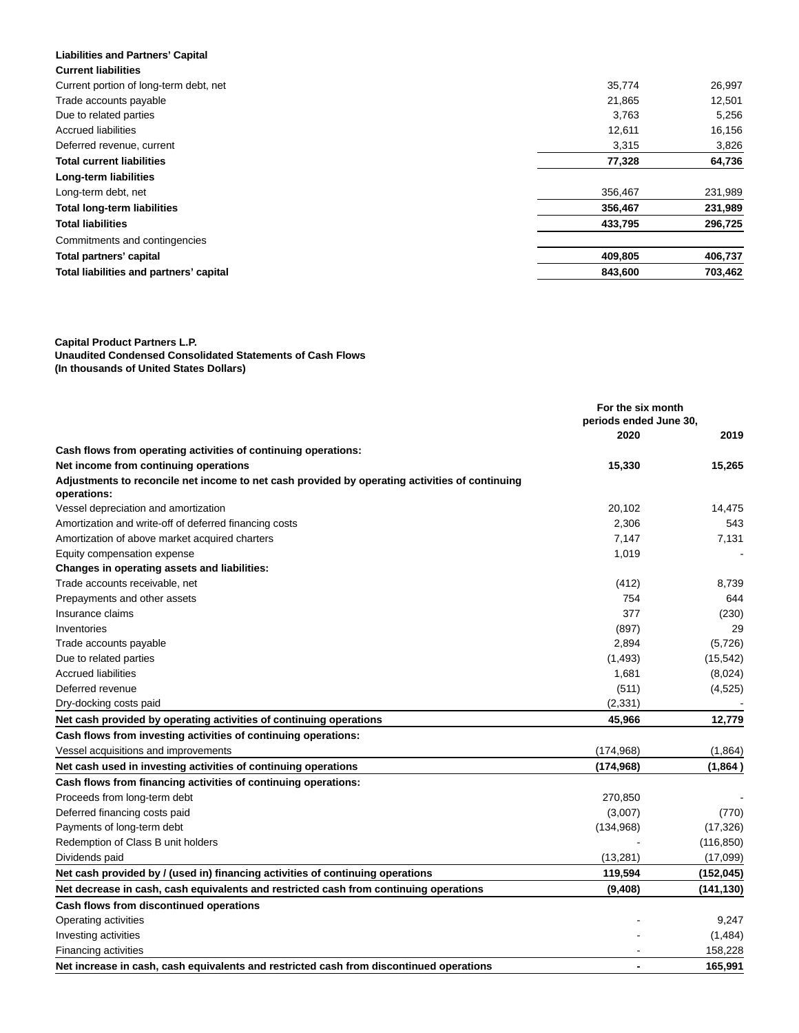| Liabilities and Partners' Capital | | |
|---|---|---|
| **Current liabilities** | | |
| Current portion of long-term debt, net | 35,774 | 26,997 |
| Trade accounts payable | 21,865 | 12,501 |
| Due to related parties | 3,763 | 5,256 |
| Accrued liabilities | 12,611 | 16,156 |
| Deferred revenue, current | 3,315 | 3,826 |
| **Total current liabilities** | **77,328** | **64,736** |
| **Long-term liabilities** | | |
| Long-term debt, net | 356,467 | 231,989 |
| **Total long-term liabilities** | **356,467** | **231,989** |
| **Total liabilities** | **433,795** | **296,725** |
| Commitments and contingencies | | |
| **Total partners' capital** | **409,805** | **406,737** |
| **Total liabilities and partners' capital** | **843,600** | **703,462** |

**Capital Product Partners L.P.**
**Unaudited Condensed Consolidated Statements of Cash Flows**
**(In thousands of United States Dollars)**

| | For the six month periods ended June 30, | |
|---|---|---|
| | **2020** | **2019** |
| **Cash flows from operating activities of continuing operations:** | | |
| **Net income from continuing operations** | **15,330** | **15,265** |
| **Adjustments to reconcile net income to net cash provided by operating activities of continuing operations:** | | |
| Vessel depreciation and amortization | 20,102 | 14,475 |
| Amortization and write-off of deferred financing costs | 2,306 | 543 |
| Amortization of above market acquired charters | 7,147 | 7,131 |
| Equity compensation expense | 1,019 | - |
| **Changes in operating assets and liabilities:** | | |
| Trade accounts receivable, net | (412) | 8,739 |
| Prepayments and other assets | 754 | 644 |
| Insurance claims | 377 | (230) |
| Inventories | (897) | 29 |
| Trade accounts payable | 2,894 | (5,726) |
| Due to related parties | (1,493) | (15,542) |
| Accrued liabilities | 1,681 | (8,024) |
| Deferred revenue | (511) | (4,525) |
| Dry-docking costs paid | (2,331) | - |
| **Net cash provided by operating activities of continuing operations** | **45,966** | **12,779** |
| **Cash flows from investing activities of continuing operations:** | | |
| Vessel acquisitions and improvements | (174,968) | (1,864) |
| **Net cash used in investing activities of continuing operations** | **(174,968)** | **(1,864 )** |
| **Cash flows from financing activities of continuing operations:** | | |
| Proceeds from long-term debt | 270,850 | - |
| Deferred financing costs paid | (3,007) | (770) |
| Payments of long-term debt | (134,968) | (17,326) |
| Redemption of Class B unit holders | - | (116,850) |
| Dividends paid | (13,281) | (17,099) |
| **Net cash provided by / (used in) financing activities of continuing operations** | **119,594** | **(152,045)** |
| **Net decrease in cash, cash equivalents and restricted cash from continuing operations** | **(9,408)** | **(141,130)** |
| **Cash flows from discontinued operations** | | |
| Operating activities | - | 9,247 |
| Investing activities | - | (1,484) |
| Financing activities | - | 158,228 |
| **Net increase in cash, cash equivalents and restricted cash from discontinued operations** | **-** | **165,991** |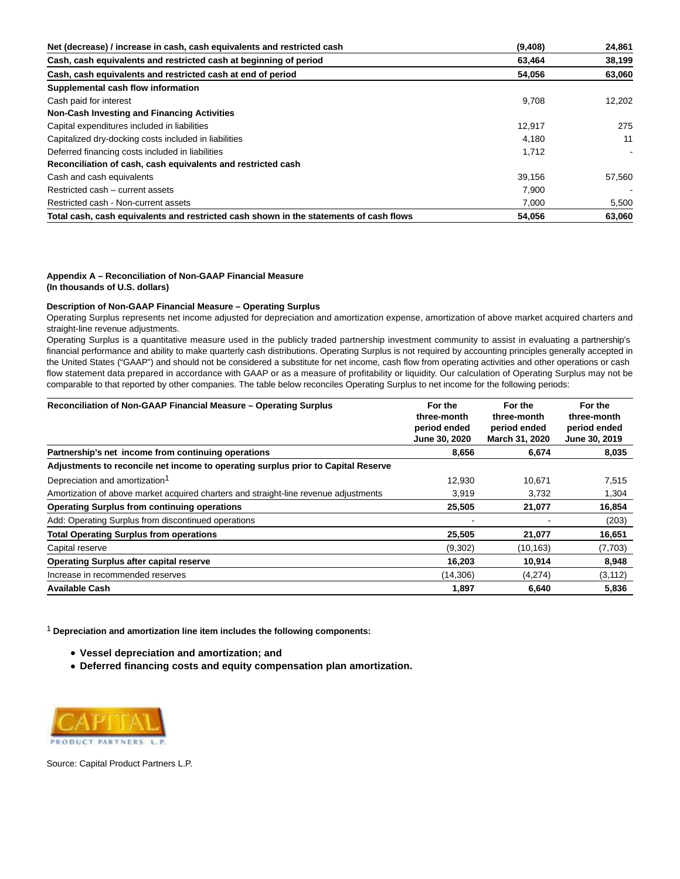| | | |
|---|---|---|
| **Net (decrease) / increase in cash, cash equivalents and restricted cash** | **(9,408)** | **24,861** |
| **Cash, cash equivalents and restricted cash at beginning of period** | **63,464** | **38,199** |
| **Cash, cash equivalents and restricted cash at end of period** | **54,056** | **63,060** |
| **Supplemental cash flow information** | | |
| Cash paid for interest | 9,708 | 12,202 |
| **Non-Cash Investing and Financing Activities** | | |
| Capital expenditures included in liabilities | 12,917 | 275 |
| Capitalized dry-docking costs included in liabilities | 4,180 | 11 |
| Deferred financing costs included in liabilities | 1,712 | - |
| **Reconciliation of cash, cash equivalents and restricted cash** | | |
| Cash and cash equivalents | 39,156 | 57,560 |
| Restricted cash – current assets | 7,900 | - |
| Restricted cash - Non-current assets | 7,000 | 5,500 |
| **Total cash, cash equivalents and restricted cash shown in the statements of cash flows** | **54,056** | **63,060** |

**Appendix A – Reconciliation of Non-GAAP Financial Measure**
**(In thousands of U.S. dollars)**

**Description of Non-GAAP Financial Measure – Operating Surplus**

Operating Surplus represents net income adjusted for depreciation and amortization expense, amortization of above market acquired charters and straight-line revenue adjustments.

Operating Surplus is a quantitative measure used in the publicly traded partnership investment community to assist in evaluating a partnership's financial performance and ability to make quarterly cash distributions. Operating Surplus is not required by accounting principles generally accepted in the United States ("GAAP") and should not be considered a substitute for net income, cash flow from operating activities and other operations or cash flow statement data prepared in accordance with GAAP or as a measure of profitability or liquidity. Our calculation of Operating Surplus may not be comparable to that reported by other companies. The table below reconciles Operating Surplus to net income for the following periods:

| Reconciliation of Non-GAAP Financial Measure – Operating Surplus | For the three-month period ended June 30, 2020 | For the three-month period ended March 31, 2020 | For the three-month period ended June 30, 2019 |
|---|---|---|---|
| **Partnership's net income from continuing operations** | **8,656** | **6,674** | **8,035** |
| **Adjustments to reconcile net income to operating surplus prior to Capital Reserve** | | | |
| Depreciation and amortization[1] | 12,930 | 10,671 | 7,515 |
| Amortization of above market acquired charters and straight-line revenue adjustments | 3,919 | 3,732 | 1,304 |
| **Operating Surplus from continuing operations** | **25,505** | **21,077** | **16,854** |
| Add: Operating Surplus from discontinued operations | - | - | (203) |
| **Total Operating Surplus from operations** | **25,505** | **21,077** | **16,651** |
| Capital reserve | (9,302) | (10,163) | (7,703) |
| **Operating Surplus after capital reserve** | **16,203** | **10,914** | **8,948** |
| Increase in recommended reserves | (14,306) | (4,274) | (3,112) |
| **Available Cash** | **1,897** | **6,640** | **5,836** |

[1] **Depreciation and amortization line item includes the following components:**

- **Vessel depreciation and amortization; and**
- **Deferred financing costs and equity compensation plan amortization.**

CAPITAL PRODUCT PARTNERS L.P.

Source: Capital Product Partners L.P.